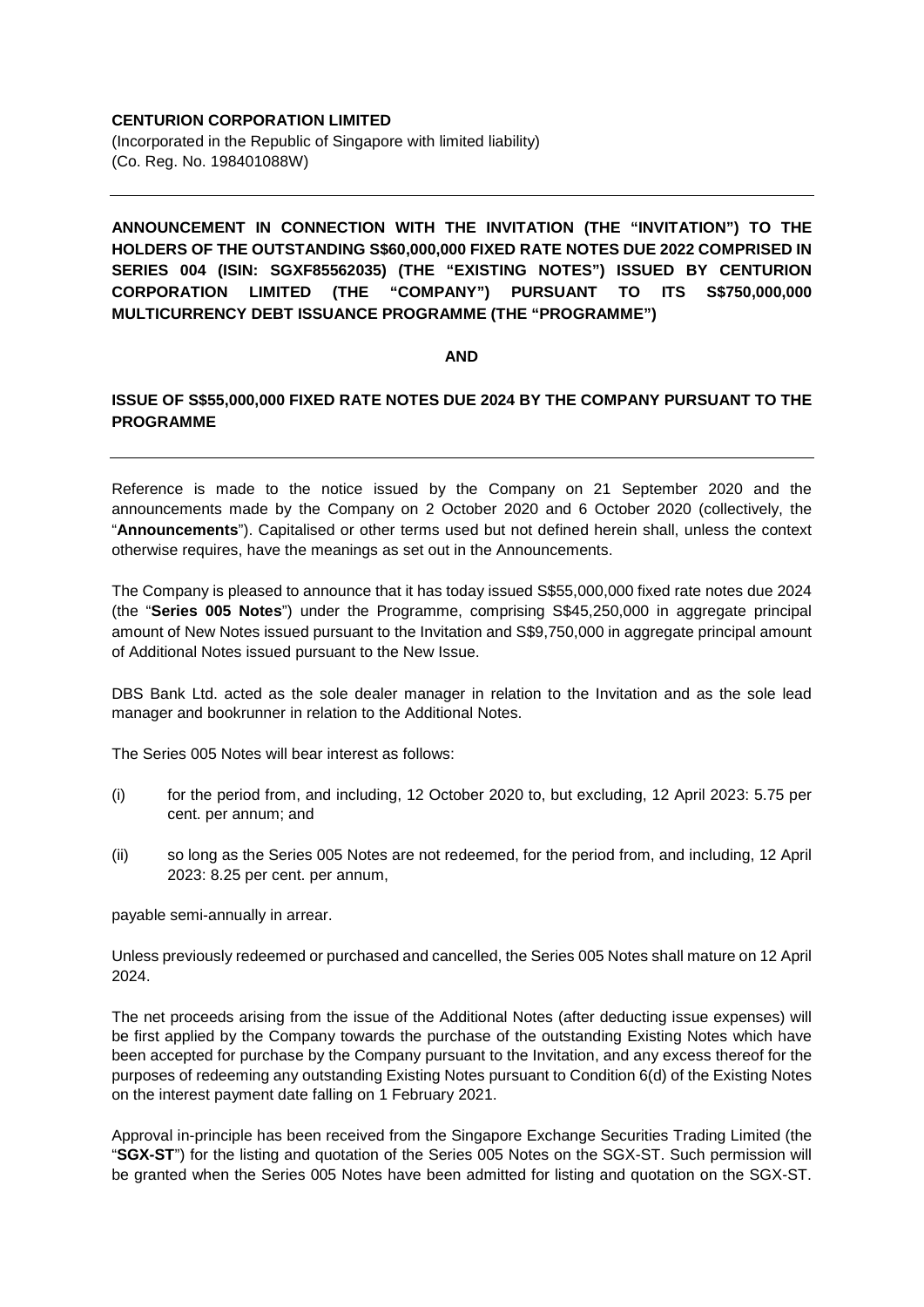**CENTURION CORPORATION LIMITED**
(Incorporated in the Republic of Singapore with limited liability)
(Co. Reg. No. 198401088W)

---

**ANNOUNCEMENT IN CONNECTION WITH THE INVITATION (THE "INVITATION") TO THE HOLDERS OF THE OUTSTANDING S$60,000,000 FIXED RATE NOTES DUE 2022 COMPRISED IN SERIES 004 (ISIN: SGXF85562035) (THE "EXISTING NOTES") ISSUED BY CENTURION CORPORATION LIMITED (THE "COMPANY") PURSUANT TO ITS S$750,000,000 MULTICURRENCY DEBT ISSUANCE PROGRAMME (THE "PROGRAMME")**

**AND**

**ISSUE OF S$55,000,000 FIXED RATE NOTES DUE 2024 BY THE COMPANY PURSUANT TO THE PROGRAMME**

---

Reference is made to the notice issued by the Company on 21 September 2020 and the announcements made by the Company on 2 October 2020 and 6 October 2020 (collectively, the "**Announcements**"). Capitalised or other terms used but not defined herein shall, unless the context otherwise requires, have the meanings as set out in the Announcements.

The Company is pleased to announce that it has today issued S$55,000,000 fixed rate notes due 2024 (the "**Series 005 Notes**") under the Programme, comprising S$45,250,000 in aggregate principal amount of New Notes issued pursuant to the Invitation and S$9,750,000 in aggregate principal amount of Additional Notes issued pursuant to the New Issue.

DBS Bank Ltd. acted as the sole dealer manager in relation to the Invitation and as the sole lead manager and bookrunner in relation to the Additional Notes.

The Series 005 Notes will bear interest as follows:

(i) for the period from, and including, 12 October 2020 to, but excluding, 12 April 2023: 5.75 per cent. per annum; and

(ii) so long as the Series 005 Notes are not redeemed, for the period from, and including, 12 April 2023: 8.25 per cent. per annum,

payable semi-annually in arrear.

Unless previously redeemed or purchased and cancelled, the Series 005 Notes shall mature on 12 April 2024.

The net proceeds arising from the issue of the Additional Notes (after deducting issue expenses) will be first applied by the Company towards the purchase of the outstanding Existing Notes which have been accepted for purchase by the Company pursuant to the Invitation, and any excess thereof for the purposes of redeeming any outstanding Existing Notes pursuant to Condition 6(d) of the Existing Notes on the interest payment date falling on 1 February 2021.

Approval in-principle has been received from the Singapore Exchange Securities Trading Limited (the "**SGX-ST**") for the listing and quotation of the Series 005 Notes on the SGX-ST. Such permission will be granted when the Series 005 Notes have been admitted for listing and quotation on the SGX-ST.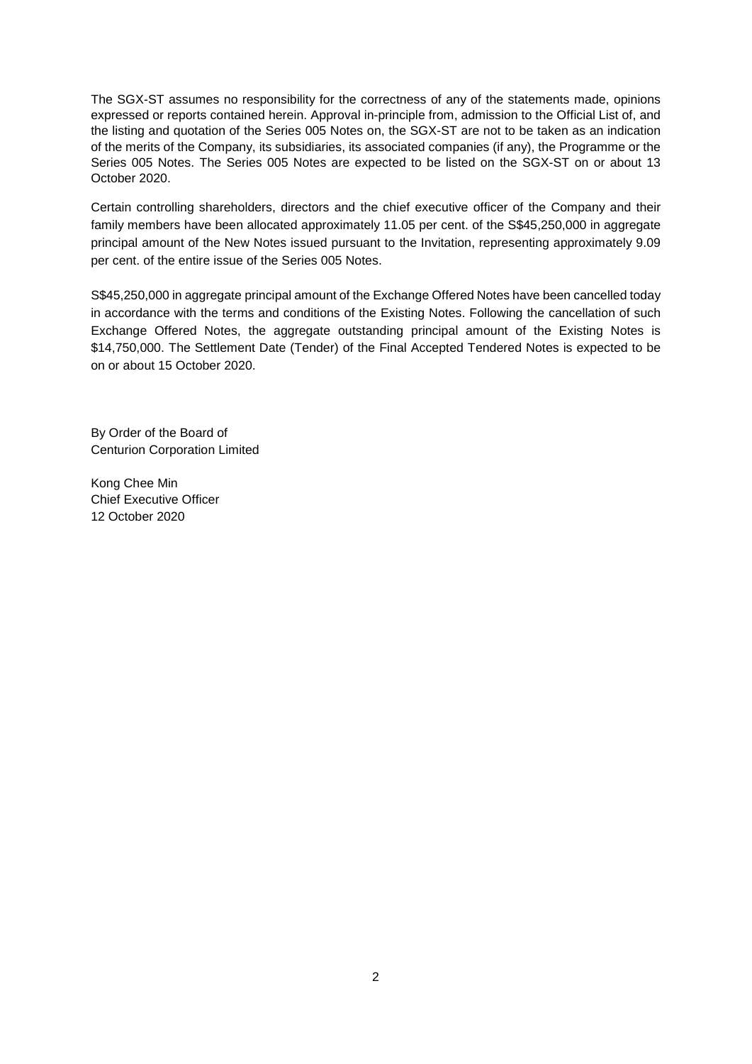The SGX-ST assumes no responsibility for the correctness of any of the statements made, opinions expressed or reports contained herein. Approval in-principle from, admission to the Official List of, and the listing and quotation of the Series 005 Notes on, the SGX-ST are not to be taken as an indication of the merits of the Company, its subsidiaries, its associated companies (if any), the Programme or the Series 005 Notes. The Series 005 Notes are expected to be listed on the SGX-ST on or about 13 October 2020.

Certain controlling shareholders, directors and the chief executive officer of the Company and their family members have been allocated approximately 11.05 per cent. of the S$45,250,000 in aggregate principal amount of the New Notes issued pursuant to the Invitation, representing approximately 9.09 per cent. of the entire issue of the Series 005 Notes.

S$45,250,000 in aggregate principal amount of the Exchange Offered Notes have been cancelled today in accordance with the terms and conditions of the Existing Notes. Following the cancellation of such Exchange Offered Notes, the aggregate outstanding principal amount of the Existing Notes is $14,750,000. The Settlement Date (Tender) of the Final Accepted Tendered Notes is expected to be on or about 15 October 2020.

By Order of the Board of
Centurion Corporation Limited

Kong Chee Min
Chief Executive Officer
12 October 2020